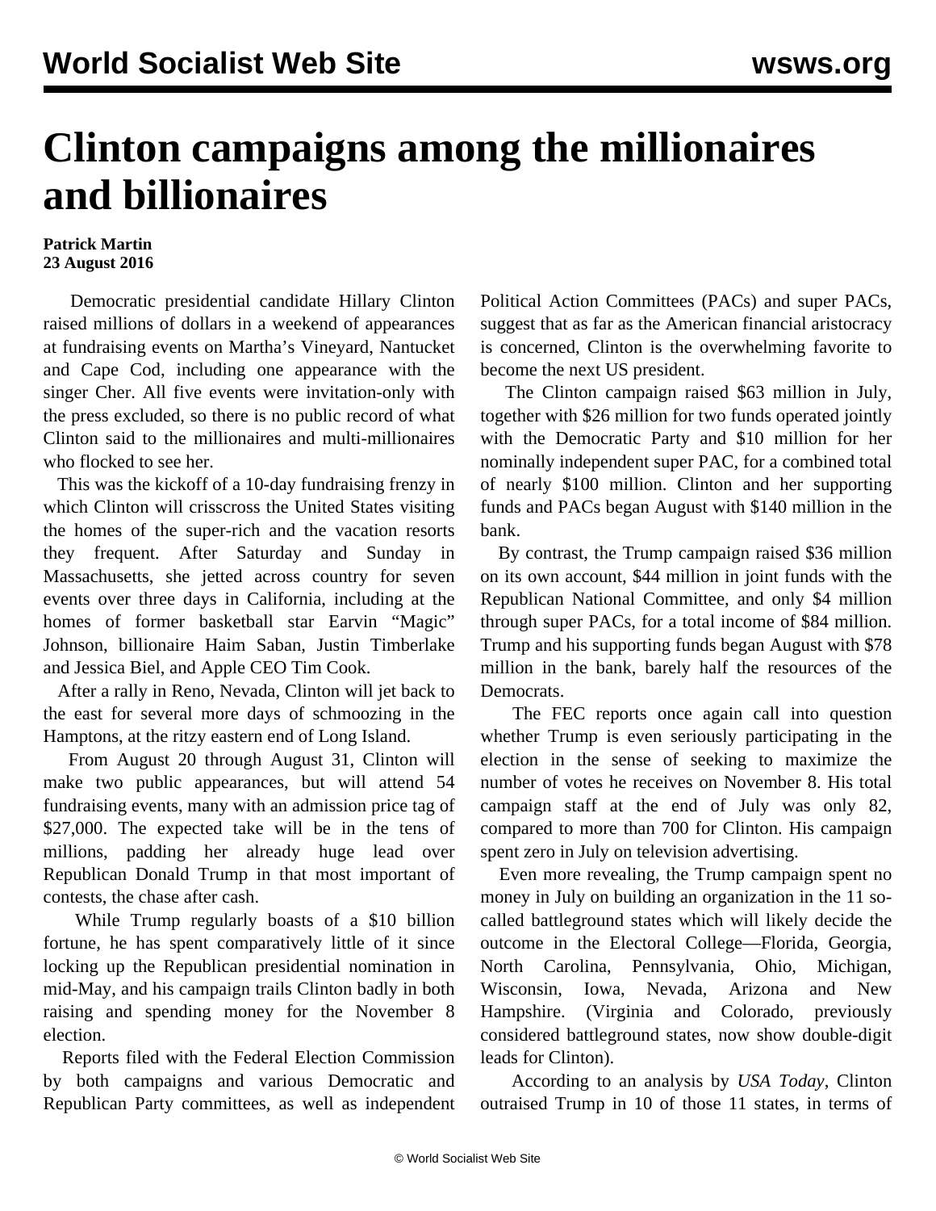# Clinton campaigns among the millionaires and billionaires

**Patrick Martin**
**23 August 2016**

Democratic presidential candidate Hillary Clinton raised millions of dollars in a weekend of appearances at fundraising events on Martha's Vineyard, Nantucket and Cape Cod, including one appearance with the singer Cher. All five events were invitation-only with the press excluded, so there is no public record of what Clinton said to the millionaires and multi-millionaires who flocked to see her.

This was the kickoff of a 10-day fundraising frenzy in which Clinton will crisscross the United States visiting the homes of the super-rich and the vacation resorts they frequent. After Saturday and Sunday in Massachusetts, she jetted across country for seven events over three days in California, including at the homes of former basketball star Earvin "Magic" Johnson, billionaire Haim Saban, Justin Timberlake and Jessica Biel, and Apple CEO Tim Cook.

After a rally in Reno, Nevada, Clinton will jet back to the east for several more days of schmoozing in the Hamptons, at the ritzy eastern end of Long Island.

From August 20 through August 31, Clinton will make two public appearances, but will attend 54 fundraising events, many with an admission price tag of $27,000. The expected take will be in the tens of millions, padding her already huge lead over Republican Donald Trump in that most important of contests, the chase after cash.

While Trump regularly boasts of a $10 billion fortune, he has spent comparatively little of it since locking up the Republican presidential nomination in mid-May, and his campaign trails Clinton badly in both raising and spending money for the November 8 election.

Reports filed with the Federal Election Commission by both campaigns and various Democratic and Republican Party committees, as well as independent Political Action Committees (PACs) and super PACs, suggest that as far as the American financial aristocracy is concerned, Clinton is the overwhelming favorite to become the next US president.

The Clinton campaign raised $63 million in July, together with $26 million for two funds operated jointly with the Democratic Party and $10 million for her nominally independent super PAC, for a combined total of nearly $100 million. Clinton and her supporting funds and PACs began August with $140 million in the bank.

By contrast, the Trump campaign raised $36 million on its own account, $44 million in joint funds with the Republican National Committee, and only $4 million through super PACs, for a total income of $84 million. Trump and his supporting funds began August with $78 million in the bank, barely half the resources of the Democrats.

The FEC reports once again call into question whether Trump is even seriously participating in the election in the sense of seeking to maximize the number of votes he receives on November 8. His total campaign staff at the end of July was only 82, compared to more than 700 for Clinton. His campaign spent zero in July on television advertising.

Even more revealing, the Trump campaign spent no money in July on building an organization in the 11 so-called battleground states which will likely decide the outcome in the Electoral College—Florida, Georgia, North Carolina, Pennsylvania, Ohio, Michigan, Wisconsin, Iowa, Nevada, Arizona and New Hampshire. (Virginia and Colorado, previously considered battleground states, now show double-digit leads for Clinton).

According to an analysis by *USA Today*, Clinton outraised Trump in 10 of those 11 states, in terms of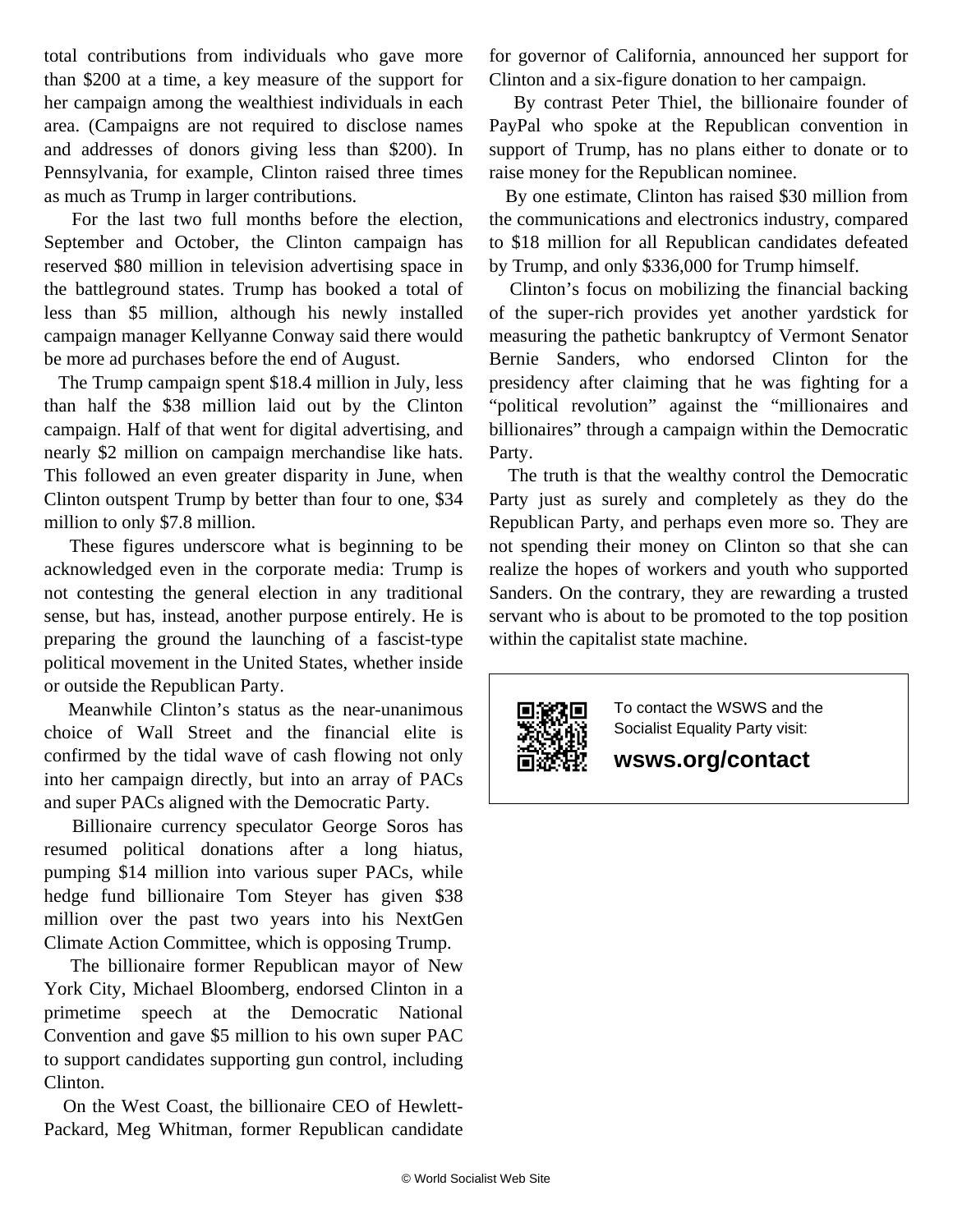total contributions from individuals who gave more than $200 at a time, a key measure of the support for her campaign among the wealthiest individuals in each area. (Campaigns are not required to disclose names and addresses of donors giving less than $200). In Pennsylvania, for example, Clinton raised three times as much as Trump in larger contributions.

For the last two full months before the election, September and October, the Clinton campaign has reserved $80 million in television advertising space in the battleground states. Trump has booked a total of less than $5 million, although his newly installed campaign manager Kellyanne Conway said there would be more ad purchases before the end of August.

The Trump campaign spent $18.4 million in July, less than half the $38 million laid out by the Clinton campaign. Half of that went for digital advertising, and nearly $2 million on campaign merchandise like hats. This followed an even greater disparity in June, when Clinton outspent Trump by better than four to one, $34 million to only $7.8 million.

These figures underscore what is beginning to be acknowledged even in the corporate media: Trump is not contesting the general election in any traditional sense, but has, instead, another purpose entirely. He is preparing the ground the launching of a fascist-type political movement in the United States, whether inside or outside the Republican Party.

Meanwhile Clinton's status as the near-unanimous choice of Wall Street and the financial elite is confirmed by the tidal wave of cash flowing not only into her campaign directly, but into an array of PACs and super PACs aligned with the Democratic Party.

Billionaire currency speculator George Soros has resumed political donations after a long hiatus, pumping $14 million into various super PACs, while hedge fund billionaire Tom Steyer has given $38 million over the past two years into his NextGen Climate Action Committee, which is opposing Trump.

The billionaire former Republican mayor of New York City, Michael Bloomberg, endorsed Clinton in a primetime speech at the Democratic National Convention and gave $5 million to his own super PAC to support candidates supporting gun control, including Clinton.

On the West Coast, the billionaire CEO of Hewlett-Packard, Meg Whitman, former Republican candidate for governor of California, announced her support for Clinton and a six-figure donation to her campaign.

By contrast Peter Thiel, the billionaire founder of PayPal who spoke at the Republican convention in support of Trump, has no plans either to donate or to raise money for the Republican nominee.

By one estimate, Clinton has raised $30 million from the communications and electronics industry, compared to $18 million for all Republican candidates defeated by Trump, and only $336,000 for Trump himself.

Clinton's focus on mobilizing the financial backing of the super-rich provides yet another yardstick for measuring the pathetic bankruptcy of Vermont Senator Bernie Sanders, who endorsed Clinton for the presidency after claiming that he was fighting for a "political revolution" against the "millionaires and billionaires" through a campaign within the Democratic Party.

The truth is that the wealthy control the Democratic Party just as surely and completely as they do the Republican Party, and perhaps even more so. They are not spending their money on Clinton so that she can realize the hopes of workers and youth who supported Sanders. On the contrary, they are rewarding a trusted servant who is about to be promoted to the top position within the capitalist state machine.

To contact the WSWS and the Socialist Equality Party visit:

**wsws.org/contact**